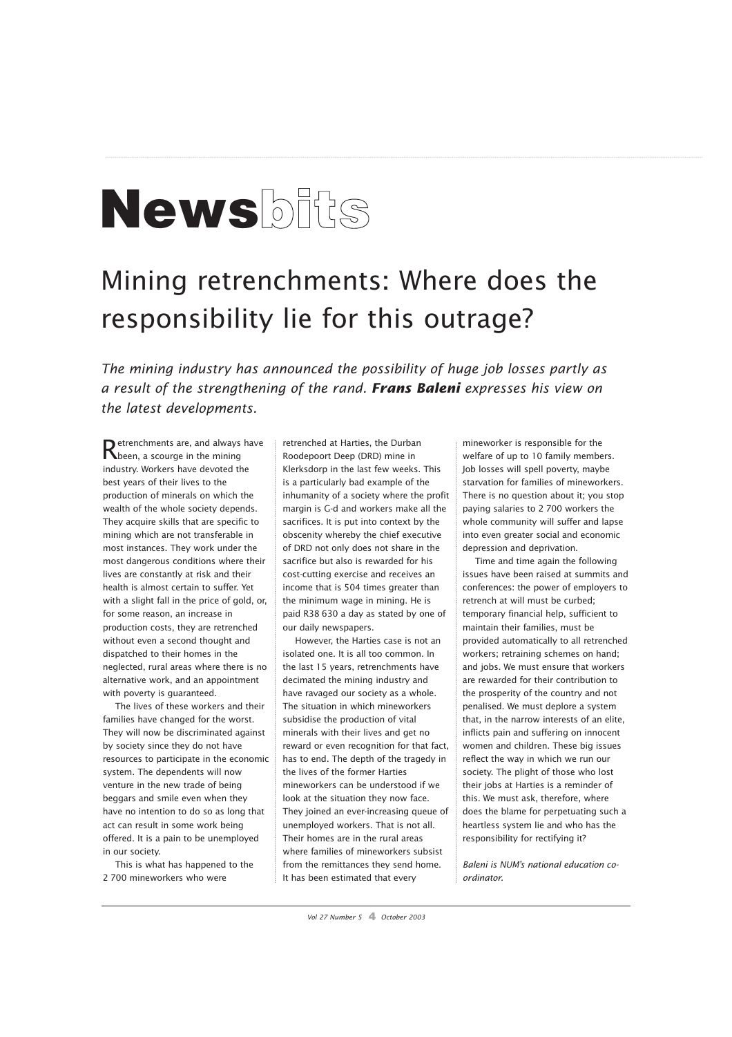# Newsbits

## Mining retrenchments: Where does the responsibility lie for this outrage?

*The mining industry has announced the possibility of huge job losses partly as a result of the strengthening of the rand.* ***Frans Baleni*** *expresses his view on the latest developments.*

Retrenchments are, and always have been, a scourge in the mining industry. Workers have devoted the best years of their lives to the production of minerals on which the wealth of the whole society depends. They acquire skills that are specific to mining which are not transferable in most instances. They work under the most dangerous conditions where their lives are constantly at risk and their health is almost certain to suffer. Yet with a slight fall in the price of gold, or, for some reason, an increase in production costs, they are retrenched without even a second thought and dispatched to their homes in the neglected, rural areas where there is no alternative work, and an appointment with poverty is guaranteed.

The lives of these workers and their families have changed for the worst. They will now be discriminated against by society since they do not have resources to participate in the economic system. The dependents will now venture in the new trade of being beggars and smile even when they have no intention to do so as long that act can result in some work being offered. It is a pain to be unemployed in our society.

This is what has happened to the 2 700 mineworkers who were retrenched at Harties, the Durban Roodepoort Deep (DRD) mine in Klerksdorp in the last few weeks. This is a particularly bad example of the inhumanity of a society where the profit margin is G-d and workers make all the sacrifices. It is put into context by the obscenity whereby the chief executive of DRD not only does not share in the sacrifice but also is rewarded for his cost-cutting exercise and receives an income that is 504 times greater than the minimum wage in mining. He is paid R38 630 a day as stated by one of our daily newspapers.

However, the Harties case is not an isolated one. It is all too common. In the last 15 years, retrenchments have decimated the mining industry and have ravaged our society as a whole. The situation in which mineworkers subsidise the production of vital minerals with their lives and get no reward or even recognition for that fact, has to end. The depth of the tragedy in the lives of the former Harties mineworkers can be understood if we look at the situation they now face. They joined an ever-increasing queue of unemployed workers. That is not all. Their homes are in the rural areas where families of mineworkers subsist from the remittances they send home. It has been estimated that every mineworker is responsible for the welfare of up to 10 family members. Job losses will spell poverty, maybe starvation for families of mineworkers. There is no question about it; you stop paying salaries to 2 700 workers the whole community will suffer and lapse into even greater social and economic depression and deprivation.

Time and time again the following issues have been raised at summits and conferences: the power of employers to retrench at will must be curbed; temporary financial help, sufficient to maintain their families, must be provided automatically to all retrenched workers; retraining schemes on hand; and jobs. We must ensure that workers are rewarded for their contribution to the prosperity of the country and not penalised. We must deplore a system that, in the narrow interests of an elite, inflicts pain and suffering on innocent women and children. These big issues reflect the way in which we run our society. The plight of those who lost their jobs at Harties is a reminder of this. We must ask, therefore, where does the blame for perpetuating such a heartless system lie and who has the responsibility for rectifying it?

*Baleni is NUM's national education co-ordinator.*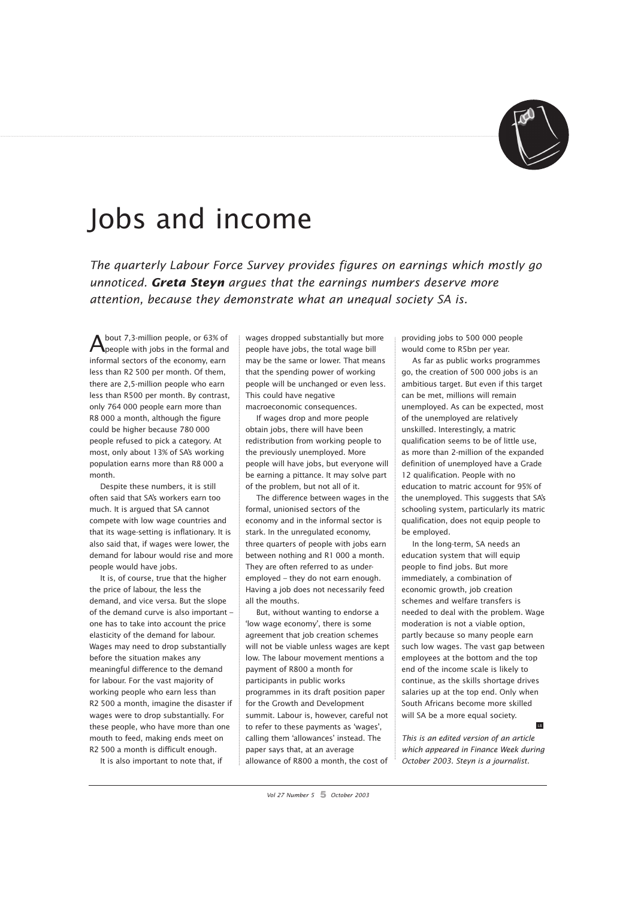# Jobs and income

*The quarterly Labour Force Survey provides figures on earnings which mostly go unnoticed. **Greta Steyn** argues that the earnings numbers deserve more attention, because they demonstrate what an unequal society SA is.*

About 7,3-million people, or 63% of people with jobs in the formal and informal sectors of the economy, earn less than R2 500 per month. Of them, there are 2,5-million people who earn less than R500 per month. By contrast, only 764 000 people earn more than R8 000 a month, although the figure could be higher because 780 000 people refused to pick a category. At most, only about 13% of SA's working population earns more than R8 000 a month.

Despite these numbers, it is still often said that SA's workers earn too much. It is argued that SA cannot compete with low wage countries and that its wage-setting is inflationary. It is also said that, if wages were lower, the demand for labour would rise and more people would have jobs.

It is, of course, true that the higher the price of labour, the less the demand, and vice versa. But the slope of the demand curve is also important – one has to take into account the price elasticity of the demand for labour. Wages may need to drop substantially before the situation makes any meaningful difference to the demand for labour. For the vast majority of working people who earn less than R2 500 a month, imagine the disaster if wages were to drop substantially. For these people, who have more than one mouth to feed, making ends meet on R2 500 a month is difficult enough.

It is also important to note that, if wages dropped substantially but more people have jobs, the total wage bill may be the same or lower. That means that the spending power of working people will be unchanged or even less. This could have negative macroeconomic consequences.

If wages drop and more people obtain jobs, there will have been redistribution from working people to the previously unemployed. More people will have jobs, but everyone will be earning a pittance. It may solve part of the problem, but not all of it.

The difference between wages in the formal, unionised sectors of the economy and in the informal sector is stark. In the unregulated economy, three quarters of people with jobs earn between nothing and R1 000 a month. They are often referred to as under-employed – they do not earn enough. Having a job does not necessarily feed all the mouths.

But, without wanting to endorse a 'low wage economy', there is some agreement that job creation schemes will not be viable unless wages are kept low. The labour movement mentions a payment of R800 a month for participants in public works programmes in its draft position paper for the Growth and Development summit. Labour is, however, careful not to refer to these payments as 'wages', calling them 'allowances' instead. The paper says that, at an average allowance of R800 a month, the cost of providing jobs to 500 000 people would come to R5bn per year.

As far as public works programmes go, the creation of 500 000 jobs is an ambitious target. But even if this target can be met, millions will remain unemployed. As can be expected, most of the unemployed are relatively unskilled. Interestingly, a matric qualification seems to be of little use, as more than 2-million of the expanded definition of unemployed have a Grade 12 qualification. People with no education to matric account for 95% of the unemployed. This suggests that SA's schooling system, particularly its matric qualification, does not equip people to be employed.

In the long-term, SA needs an education system that will equip people to find jobs. But more immediately, a combination of economic growth, job creation schemes and welfare transfers is needed to deal with the problem. Wage moderation is not a viable option, partly because so many people earn such low wages. The vast gap between employees at the bottom and the top end of the income scale is likely to continue, as the skills shortage drives salaries up at the top end. Only when South Africans become more skilled will SA be a more equal society. LB

*This is an edited version of an article which appeared in Finance Week during October 2003. Steyn is a journalist.*